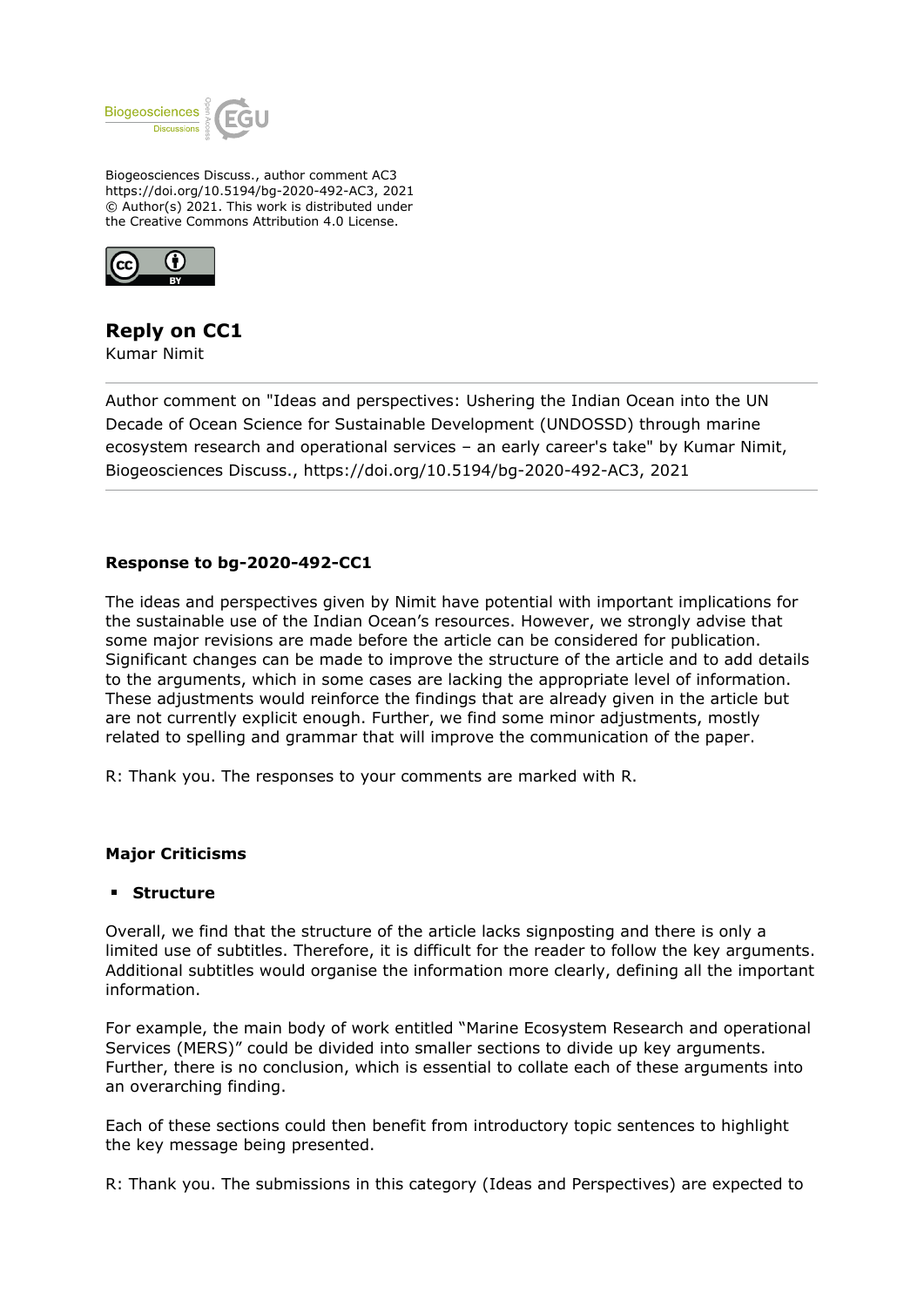Biogeosciences Discuss., author comment AC3
https://doi.org/10.5194/bg-2020-492-AC3, 2021
© Author(s) 2021. This work is distributed under
the Creative Commons Attribution 4.0 License.

# Reply on CC1

Kumar Nimit

---

Author comment on "Ideas and perspectives: Ushering the Indian Ocean into the UN Decade of Ocean Science for Sustainable Development (UNDOSSD) through marine ecosystem research and operational services – an early career's take" by Kumar Nimit, Biogeosciences Discuss., https://doi.org/10.5194/bg-2020-492-AC3, 2021

---

**Response to bg-2020-492-CC1**

The ideas and perspectives given by Nimit have potential with important implications for the sustainable use of the Indian Ocean's resources. However, we strongly advise that some major revisions are made before the article can be considered for publication. Significant changes can be made to improve the structure of the article and to add details to the arguments, which in some cases are lacking the appropriate level of information. These adjustments would reinforce the findings that are already given in the article but are not currently explicit enough. Further, we find some minor adjustments, mostly related to spelling and grammar that will improve the communication of the paper.

R: Thank you. The responses to your comments are marked with R.

**Major Criticisms**

- **Structure**

Overall, we find that the structure of the article lacks signposting and there is only a limited use of subtitles. Therefore, it is difficult for the reader to follow the key arguments. Additional subtitles would organise the information more clearly, defining all the important information.

For example, the main body of work entitled "Marine Ecosystem Research and operational Services (MERS)" could be divided into smaller sections to divide up key arguments. Further, there is no conclusion, which is essential to collate each of these arguments into an overarching finding.

Each of these sections could then benefit from introductory topic sentences to highlight the key message being presented.

R: Thank you. The submissions in this category (Ideas and Perspectives) are expected to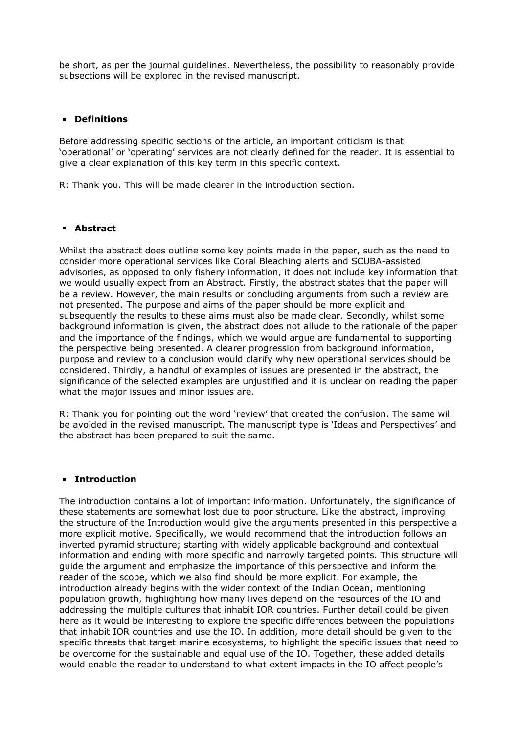be short, as per the journal guidelines. Nevertheless, the possibility to reasonably provide subsections will be explored in the revised manuscript.

- **Definitions**

Before addressing specific sections of the article, an important criticism is that 'operational' or 'operating' services are not clearly defined for the reader. It is essential to give a clear explanation of this key term in this specific context.

R: Thank you. This will be made clearer in the introduction section.

- **Abstract**

Whilst the abstract does outline some key points made in the paper, such as the need to consider more operational services like Coral Bleaching alerts and SCUBA-assisted advisories, as opposed to only fishery information, it does not include key information that we would usually expect from an Abstract. Firstly, the abstract states that the paper will be a review. However, the main results or concluding arguments from such a review are not presented. The purpose and aims of the paper should be more explicit and subsequently the results to these aims must also be made clear. Secondly, whilst some background information is given, the abstract does not allude to the rationale of the paper and the importance of the findings, which we would argue are fundamental to supporting the perspective being presented. A clearer progression from background information, purpose and review to a conclusion would clarify why new operational services should be considered. Thirdly, a handful of examples of issues are presented in the abstract, the significance of the selected examples are unjustified and it is unclear on reading the paper what the major issues and minor issues are.

R: Thank you for pointing out the word 'review' that created the confusion. The same will be avoided in the revised manuscript. The manuscript type is 'Ideas and Perspectives' and the abstract has been prepared to suit the same.

- **Introduction**

The introduction contains a lot of important information. Unfortunately, the significance of these statements are somewhat lost due to poor structure. Like the abstract, improving the structure of the Introduction would give the arguments presented in this perspective a more explicit motive. Specifically, we would recommend that the introduction follows an inverted pyramid structure; starting with widely applicable background and contextual information and ending with more specific and narrowly targeted points. This structure will guide the argument and emphasize the importance of this perspective and inform the reader of the scope, which we also find should be more explicit. For example, the introduction already begins with the wider context of the Indian Ocean, mentioning population growth, highlighting how many lives depend on the resources of the IO and addressing the multiple cultures that inhabit IOR countries. Further detail could be given here as it would be interesting to explore the specific differences between the populations that inhabit IOR countries and use the IO. In addition, more detail should be given to the specific threats that target marine ecosystems, to highlight the specific issues that need to be overcome for the sustainable and equal use of the IO. Together, these added details would enable the reader to understand to what extent impacts in the IO affect people's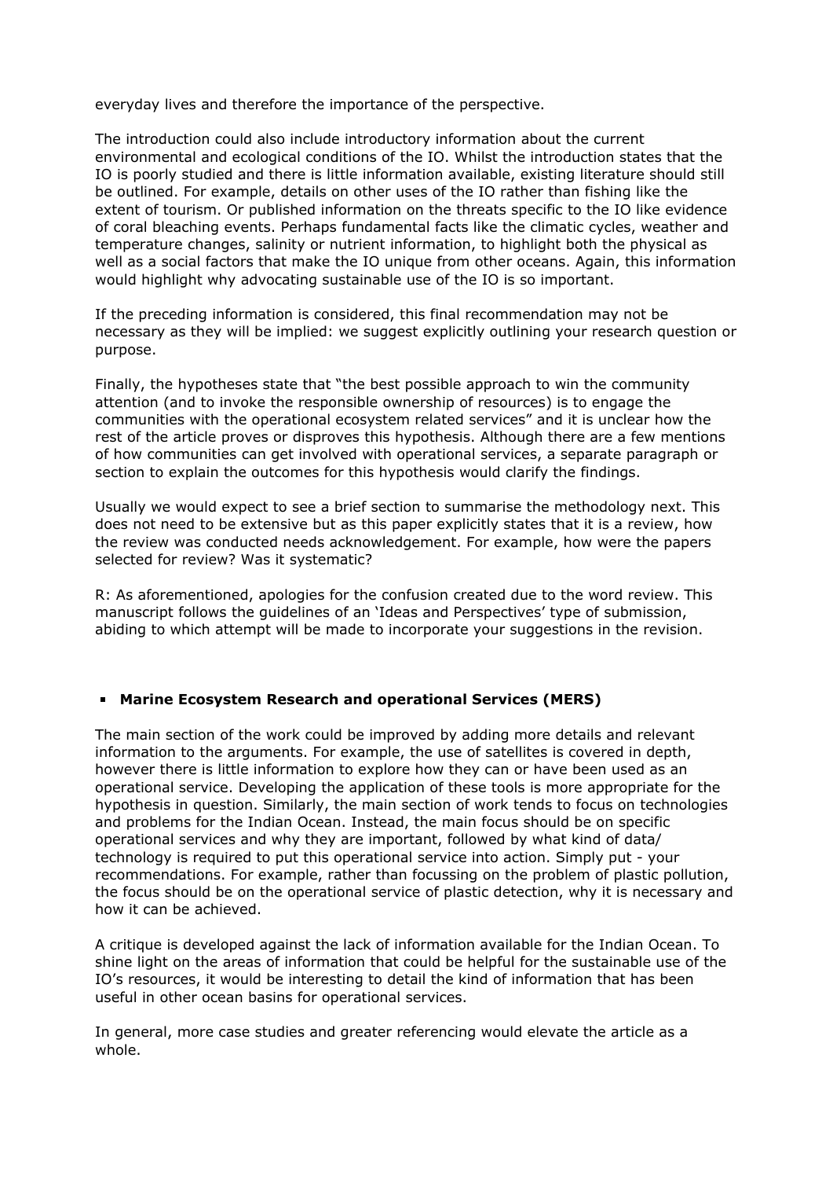everyday lives and therefore the importance of the perspective.

The introduction could also include introductory information about the current environmental and ecological conditions of the IO. Whilst the introduction states that the IO is poorly studied and there is little information available, existing literature should still be outlined. For example, details on other uses of the IO rather than fishing like the extent of tourism. Or published information on the threats specific to the IO like evidence of coral bleaching events. Perhaps fundamental facts like the climatic cycles, weather and temperature changes, salinity or nutrient information, to highlight both the physical as well as a social factors that make the IO unique from other oceans. Again, this information would highlight why advocating sustainable use of the IO is so important.

If the preceding information is considered, this final recommendation may not be necessary as they will be implied: we suggest explicitly outlining your research question or purpose.

Finally, the hypotheses state that "the best possible approach to win the community attention (and to invoke the responsible ownership of resources) is to engage the communities with the operational ecosystem related services" and it is unclear how the rest of the article proves or disproves this hypothesis. Although there are a few mentions of how communities can get involved with operational services, a separate paragraph or section to explain the outcomes for this hypothesis would clarify the findings.

Usually we would expect to see a brief section to summarise the methodology next. This does not need to be extensive but as this paper explicitly states that it is a review, how the review was conducted needs acknowledgement. For example, how were the papers selected for review? Was it systematic?

R: As aforementioned, apologies for the confusion created due to the word review. This manuscript follows the guidelines of an 'Ideas and Perspectives' type of submission, abiding to which attempt will be made to incorporate your suggestions in the revision.

- **Marine Ecosystem Research and operational Services (MERS)**

The main section of the work could be improved by adding more details and relevant information to the arguments. For example, the use of satellites is covered in depth, however there is little information to explore how they can or have been used as an operational service. Developing the application of these tools is more appropriate for the hypothesis in question. Similarly, the main section of work tends to focus on technologies and problems for the Indian Ocean. Instead, the main focus should be on specific operational services and why they are important, followed by what kind of data/ technology is required to put this operational service into action. Simply put - your recommendations. For example, rather than focussing on the problem of plastic pollution, the focus should be on the operational service of plastic detection, why it is necessary and how it can be achieved.

A critique is developed against the lack of information available for the Indian Ocean. To shine light on the areas of information that could be helpful for the sustainable use of the IO's resources, it would be interesting to detail the kind of information that has been useful in other ocean basins for operational services.

In general, more case studies and greater referencing would elevate the article as a whole.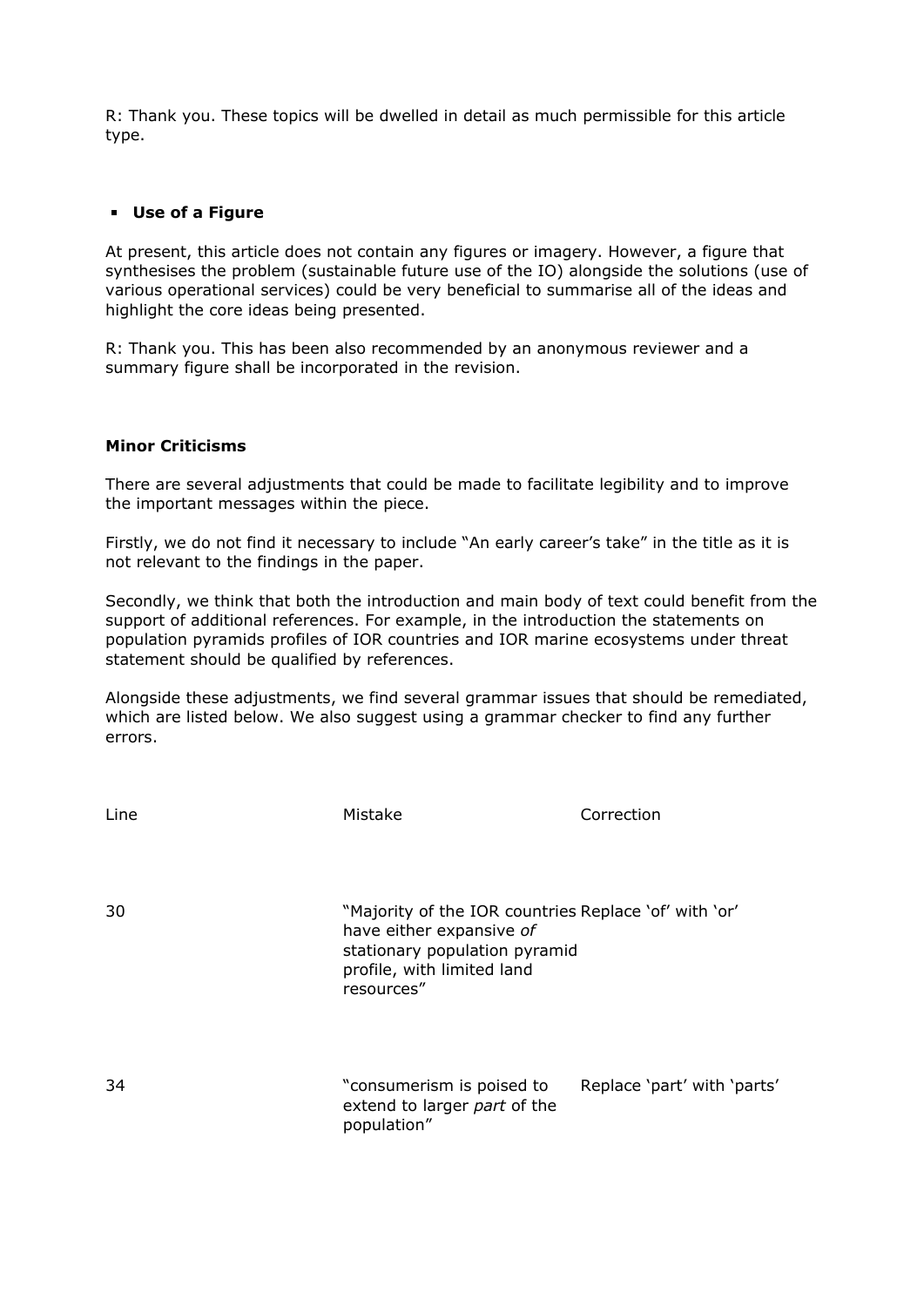R: Thank you. These topics will be dwelled in detail as much permissible for this article type.

- **Use of a Figure**

At present, this article does not contain any figures or imagery. However, a figure that synthesises the problem (sustainable future use of the IO) alongside the solutions (use of various operational services) could be very beneficial to summarise all of the ideas and highlight the core ideas being presented.

R: Thank you. This has been also recommended by an anonymous reviewer and a summary figure shall be incorporated in the revision.

**Minor Criticisms**

There are several adjustments that could be made to facilitate legibility and to improve the important messages within the piece.

Firstly, we do not find it necessary to include "An early career's take" in the title as it is not relevant to the findings in the paper.

Secondly, we think that both the introduction and main body of text could benefit from the support of additional references. For example, in the introduction the statements on population pyramids profiles of IOR countries and IOR marine ecosystems under threat statement should be qualified by references.

Alongside these adjustments, we find several grammar issues that should be remediated, which are listed below. We also suggest using a grammar checker to find any further errors.

| Line | Mistake | Correction |
|---|---|---|
| 30 | "Majority of the IOR countries have either expansive *of* stationary population pyramid profile, with limited land resources" | Replace 'of' with 'or' |
| 34 | "consumerism is poised to extend to larger *part* of the population" | Replace 'part' with 'parts' |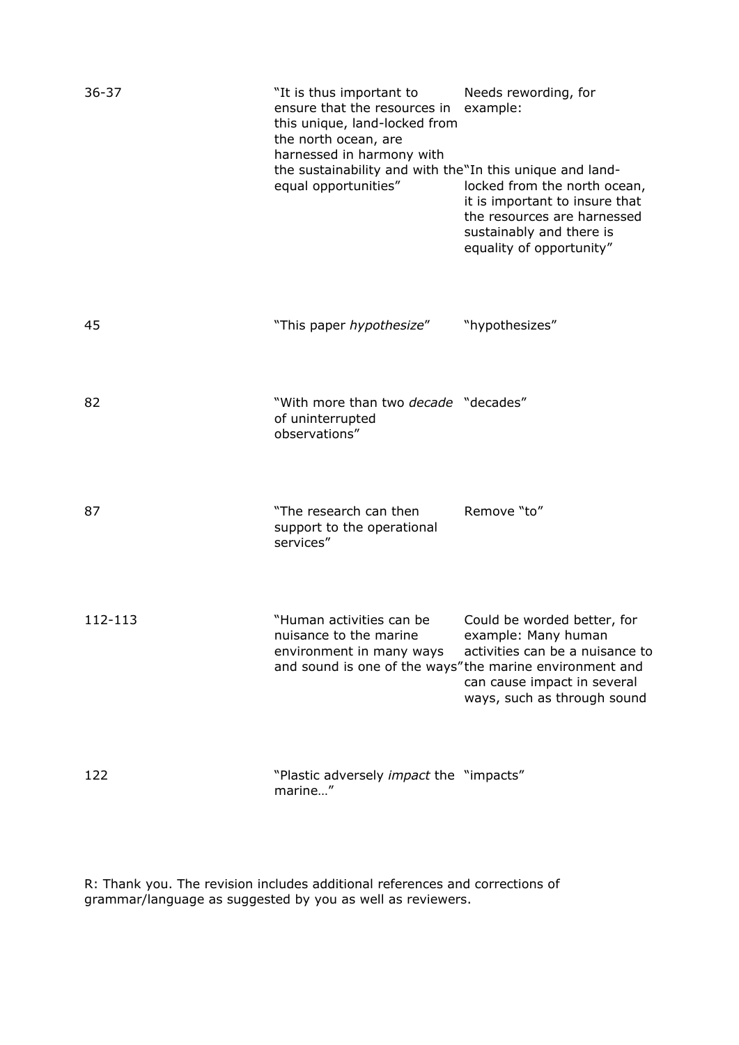| | | |
|---|---|---|
| 36-37 | "It is thus important to ensure that the resources in this unique, land-locked from the north ocean, are harnessed in harmony with the sustainability and with the equal opportunities" | Needs rewording, for example: "In this unique and land-locked from the north ocean, it is important to insure that the resources are harnessed sustainably and there is equality of opportunity" |
| 45 | "This paper *hypothesize*" | "hypothesizes" |
| 82 | "With more than two *decade* of uninterrupted observations" | "decades" |
| 87 | "The research can then support to the operational services" | Remove "to" |
| 112-113 | "Human activities can be nuisance to the marine environment in many ways and sound is one of the ways" | Could be worded better, for example: Many human activities can be a nuisance to the marine environment and can cause impact in several ways, such as through sound |
| 122 | "Plastic adversely *impact* the marine…" | "impacts" |

R: Thank you. The revision includes additional references and corrections of grammar/language as suggested by you as well as reviewers.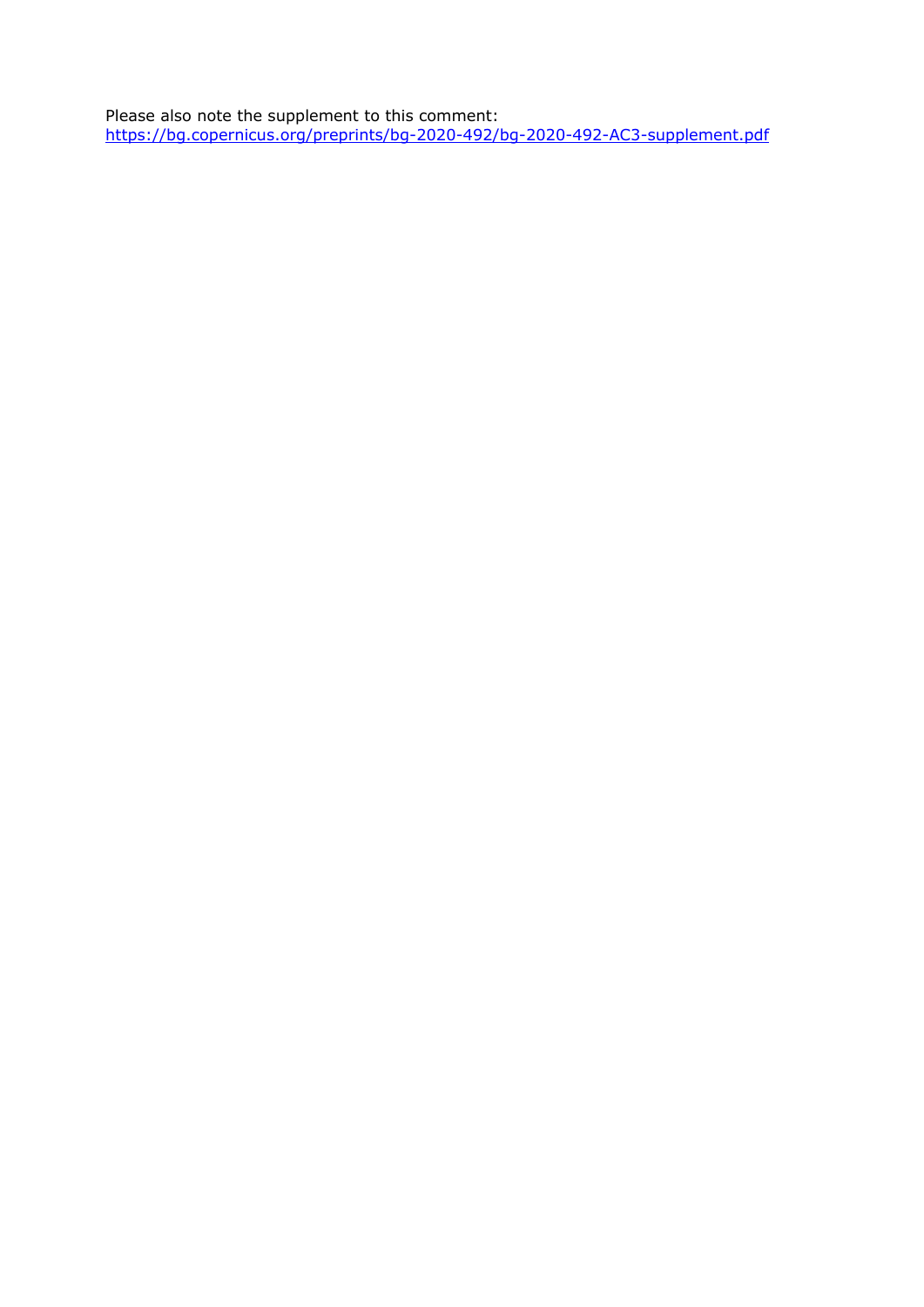Please also note the supplement to this comment:
[https://bg.copernicus.org/preprints/bg-2020-492/bg-2020-492-AC3-supplement.pdf](https://bg.copernicus.org/preprints/bg-2020-492/bg-2020-492-AC3-supplement.pdf)